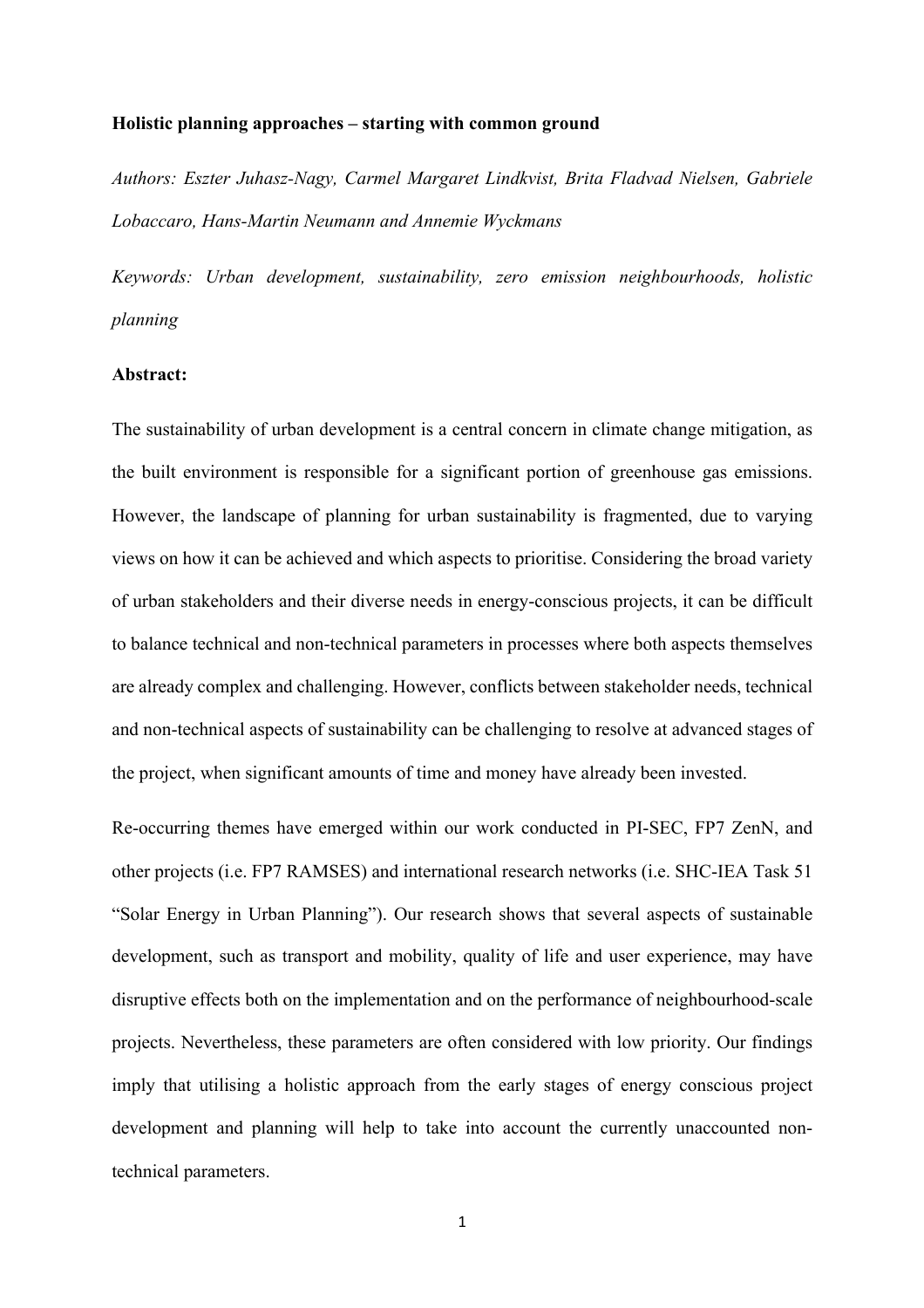# Holistic planning approaches – starting with common ground

*Authors: Eszter Juhasz-Nagy, Carmel Margaret Lindkvist, Brita Fladvad Nielsen, Gabriele Lobaccaro, Hans-Martin Neumann and Annemie Wyckmans*

*Keywords: Urban development, sustainability, zero emission neighbourhoods, holistic planning*

**Abstract:**

The sustainability of urban development is a central concern in climate change mitigation, as the built environment is responsible for a significant portion of greenhouse gas emissions. However, the landscape of planning for urban sustainability is fragmented, due to varying views on how it can be achieved and which aspects to prioritise. Considering the broad variety of urban stakeholders and their diverse needs in energy-conscious projects, it can be difficult to balance technical and non-technical parameters in processes where both aspects themselves are already complex and challenging. However, conflicts between stakeholder needs, technical and non-technical aspects of sustainability can be challenging to resolve at advanced stages of the project, when significant amounts of time and money have already been invested.

Re-occurring themes have emerged within our work conducted in PI-SEC, FP7 ZenN, and other projects (i.e. FP7 RAMSES) and international research networks (i.e. SHC-IEA Task 51 "Solar Energy in Urban Planning"). Our research shows that several aspects of sustainable development, such as transport and mobility, quality of life and user experience, may have disruptive effects both on the implementation and on the performance of neighbourhood-scale projects. Nevertheless, these parameters are often considered with low priority. Our findings imply that utilising a holistic approach from the early stages of energy conscious project development and planning will help to take into account the currently unaccounted non-technical parameters.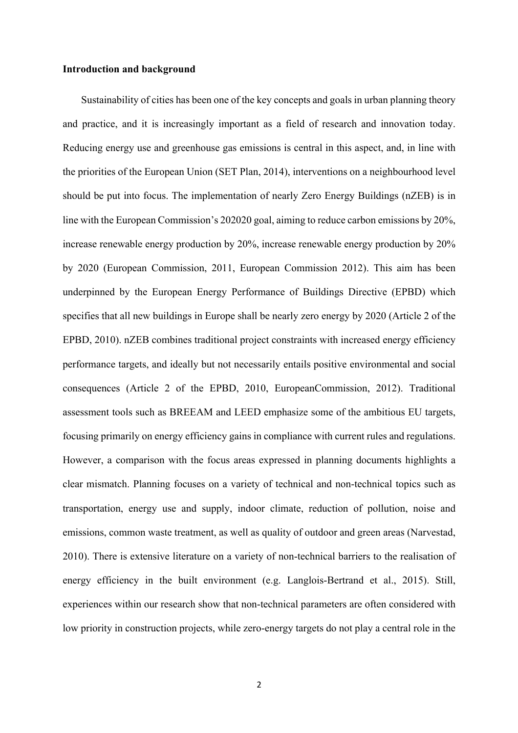**Introduction and background**

Sustainability of cities has been one of the key concepts and goals in urban planning theory and practice, and it is increasingly important as a field of research and innovation today. Reducing energy use and greenhouse gas emissions is central in this aspect, and, in line with the priorities of the European Union (SET Plan, 2014), interventions on a neighbourhood level should be put into focus. The implementation of nearly Zero Energy Buildings (nZEB) is in line with the European Commission's 202020 goal, aiming to reduce carbon emissions by 20%, increase renewable energy production by 20%, increase renewable energy production by 20% by 2020 (European Commission, 2011, European Commission 2012). This aim has been underpinned by the European Energy Performance of Buildings Directive (EPBD) which specifies that all new buildings in Europe shall be nearly zero energy by 2020 (Article 2 of the EPBD, 2010). nZEB combines traditional project constraints with increased energy efficiency performance targets, and ideally but not necessarily entails positive environmental and social consequences (Article 2 of the EPBD, 2010, EuropeanCommission, 2012). Traditional assessment tools such as BREEAM and LEED emphasize some of the ambitious EU targets, focusing primarily on energy efficiency gains in compliance with current rules and regulations. However, a comparison with the focus areas expressed in planning documents highlights a clear mismatch. Planning focuses on a variety of technical and non-technical topics such as transportation, energy use and supply, indoor climate, reduction of pollution, noise and emissions, common waste treatment, as well as quality of outdoor and green areas (Narvestad, 2010). There is extensive literature on a variety of non-technical barriers to the realisation of energy efficiency in the built environment (e.g. Langlois-Bertrand et al., 2015). Still, experiences within our research show that non-technical parameters are often considered with low priority in construction projects, while zero-energy targets do not play a central role in the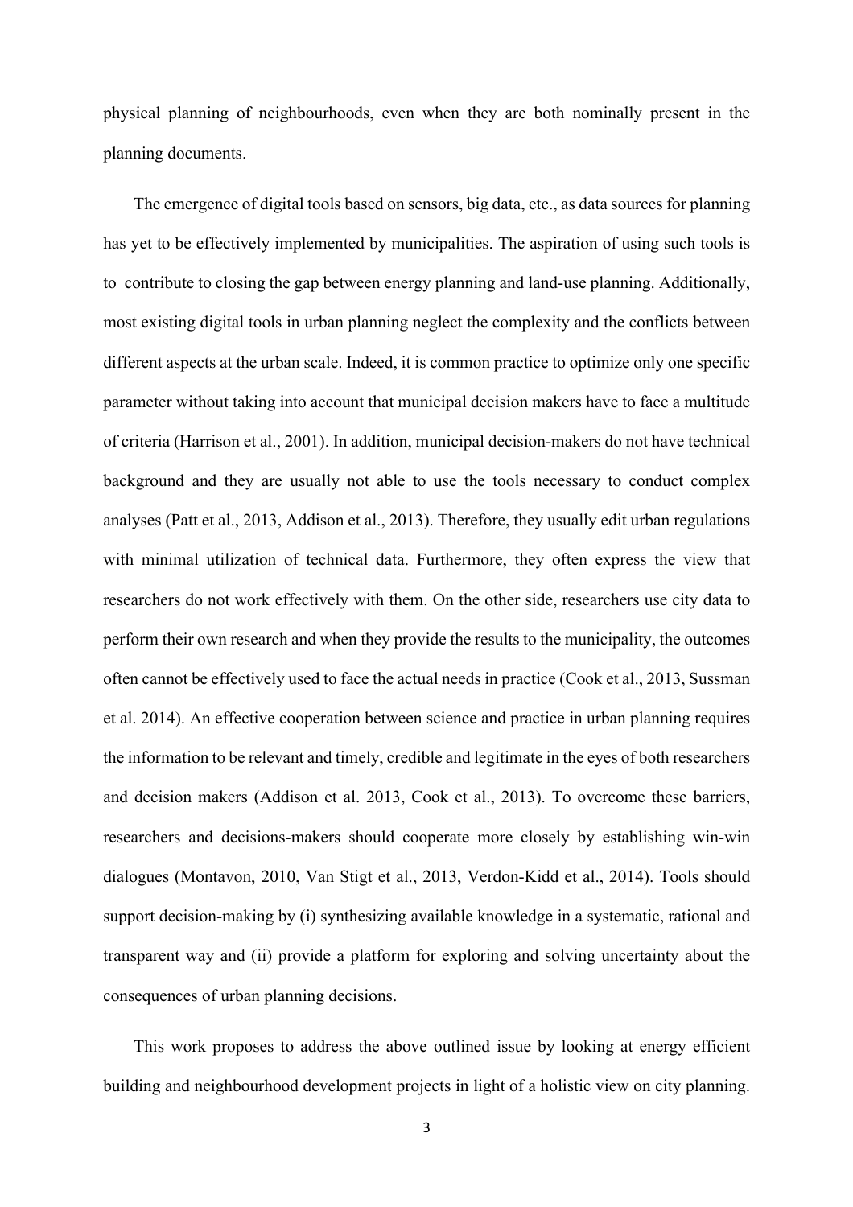physical planning of neighbourhoods, even when they are both nominally present in the planning documents.

The emergence of digital tools based on sensors, big data, etc., as data sources for planning has yet to be effectively implemented by municipalities. The aspiration of using such tools is to contribute to closing the gap between energy planning and land-use planning. Additionally, most existing digital tools in urban planning neglect the complexity and the conflicts between different aspects at the urban scale. Indeed, it is common practice to optimize only one specific parameter without taking into account that municipal decision makers have to face a multitude of criteria (Harrison et al., 2001). In addition, municipal decision-makers do not have technical background and they are usually not able to use the tools necessary to conduct complex analyses (Patt et al., 2013, Addison et al., 2013). Therefore, they usually edit urban regulations with minimal utilization of technical data. Furthermore, they often express the view that researchers do not work effectively with them. On the other side, researchers use city data to perform their own research and when they provide the results to the municipality, the outcomes often cannot be effectively used to face the actual needs in practice (Cook et al., 2013, Sussman et al. 2014). An effective cooperation between science and practice in urban planning requires the information to be relevant and timely, credible and legitimate in the eyes of both researchers and decision makers (Addison et al. 2013, Cook et al., 2013). To overcome these barriers, researchers and decisions-makers should cooperate more closely by establishing win-win dialogues (Montavon, 2010, Van Stigt et al., 2013, Verdon-Kidd et al., 2014). Tools should support decision-making by (i) synthesizing available knowledge in a systematic, rational and transparent way and (ii) provide a platform for exploring and solving uncertainty about the consequences of urban planning decisions.

This work proposes to address the above outlined issue by looking at energy efficient building and neighbourhood development projects in light of a holistic view on city planning.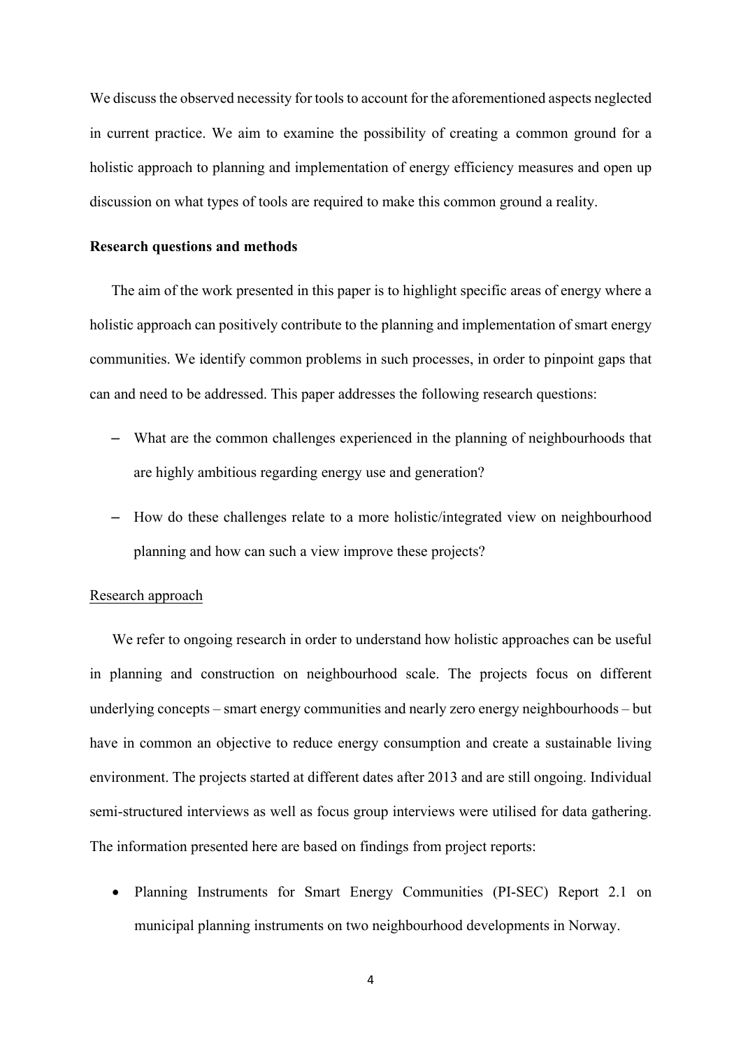We discuss the observed necessity for tools to account for the aforementioned aspects neglected in current practice. We aim to examine the possibility of creating a common ground for a holistic approach to planning and implementation of energy efficiency measures and open up discussion on what types of tools are required to make this common ground a reality.

## Research questions and methods

The aim of the work presented in this paper is to highlight specific areas of energy where a holistic approach can positively contribute to the planning and implementation of smart energy communities. We identify common problems in such processes, in order to pinpoint gaps that can and need to be addressed. This paper addresses the following research questions:

- What are the common challenges experienced in the planning of neighbourhoods that are highly ambitious regarding energy use and generation?
- How do these challenges relate to a more holistic/integrated view on neighbourhood planning and how can such a view improve these projects?

### Research approach

We refer to ongoing research in order to understand how holistic approaches can be useful in planning and construction on neighbourhood scale. The projects focus on different underlying concepts – smart energy communities and nearly zero energy neighbourhoods – but have in common an objective to reduce energy consumption and create a sustainable living environment. The projects started at different dates after 2013 and are still ongoing. Individual semi-structured interviews as well as focus group interviews were utilised for data gathering. The information presented here are based on findings from project reports:

- Planning Instruments for Smart Energy Communities (PI-SEC) Report 2.1 on municipal planning instruments on two neighbourhood developments in Norway.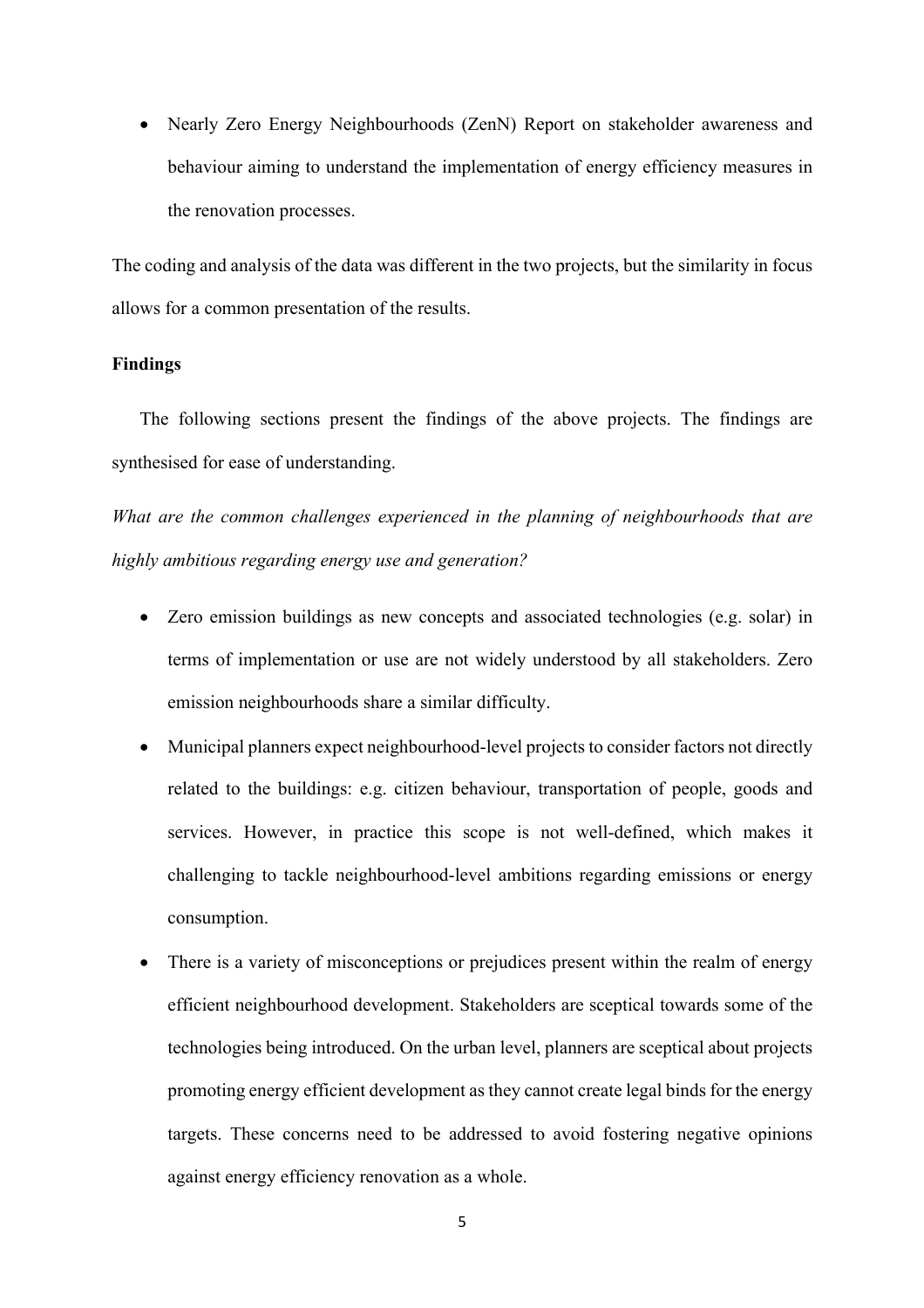- Nearly Zero Energy Neighbourhoods (ZenN) Report on stakeholder awareness and behaviour aiming to understand the implementation of energy efficiency measures in the renovation processes.

The coding and analysis of the data was different in the two projects, but the similarity in focus allows for a common presentation of the results.

**Findings**

The following sections present the findings of the above projects. The findings are synthesised for ease of understanding.

*What are the common challenges experienced in the planning of neighbourhoods that are highly ambitious regarding energy use and generation?*

- Zero emission buildings as new concepts and associated technologies (e.g. solar) in terms of implementation or use are not widely understood by all stakeholders. Zero emission neighbourhoods share a similar difficulty.
- Municipal planners expect neighbourhood-level projects to consider factors not directly related to the buildings: e.g. citizen behaviour, transportation of people, goods and services. However, in practice this scope is not well-defined, which makes it challenging to tackle neighbourhood-level ambitions regarding emissions or energy consumption.
- There is a variety of misconceptions or prejudices present within the realm of energy efficient neighbourhood development. Stakeholders are sceptical towards some of the technologies being introduced. On the urban level, planners are sceptical about projects promoting energy efficient development as they cannot create legal binds for the energy targets. These concerns need to be addressed to avoid fostering negative opinions against energy efficiency renovation as a whole.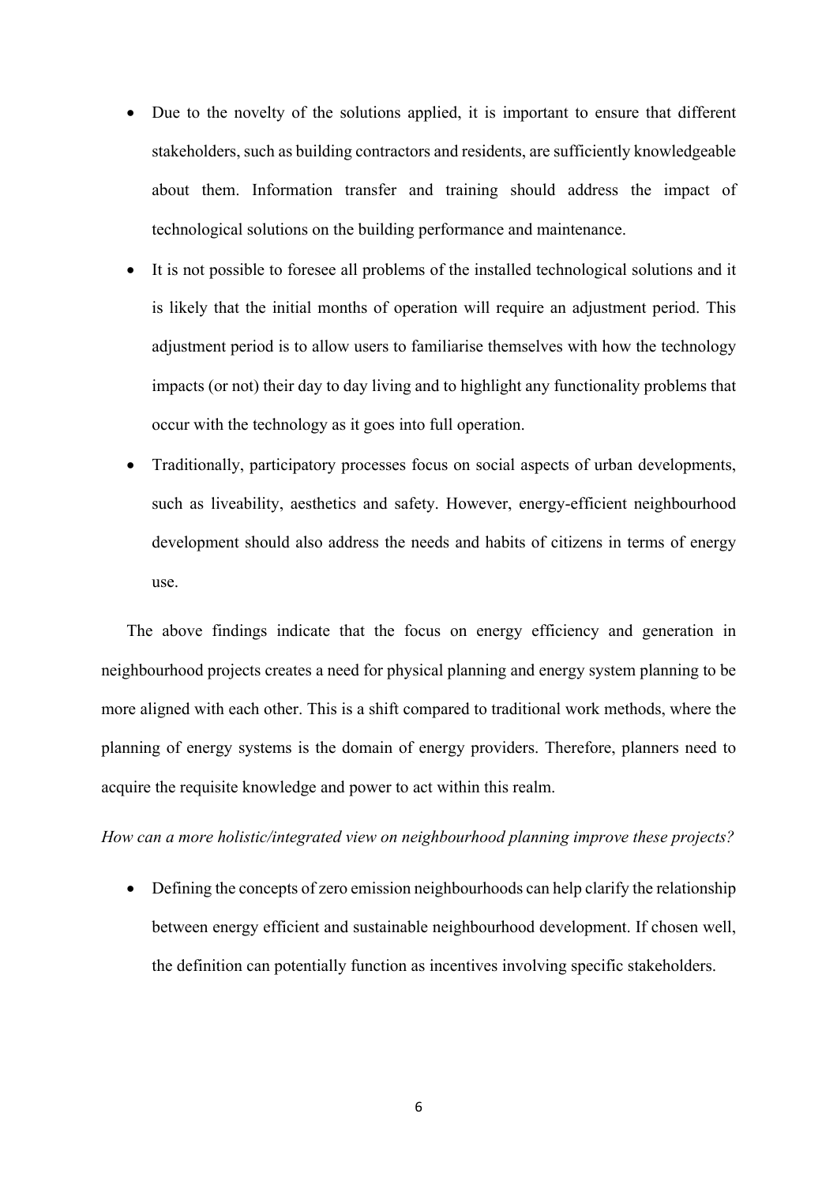- Due to the novelty of the solutions applied, it is important to ensure that different stakeholders, such as building contractors and residents, are sufficiently knowledgeable about them. Information transfer and training should address the impact of technological solutions on the building performance and maintenance.
- It is not possible to foresee all problems of the installed technological solutions and it is likely that the initial months of operation will require an adjustment period. This adjustment period is to allow users to familiarise themselves with how the technology impacts (or not) their day to day living and to highlight any functionality problems that occur with the technology as it goes into full operation.
- Traditionally, participatory processes focus on social aspects of urban developments, such as liveability, aesthetics and safety. However, energy-efficient neighbourhood development should also address the needs and habits of citizens in terms of energy use.

The above findings indicate that the focus on energy efficiency and generation in neighbourhood projects creates a need for physical planning and energy system planning to be more aligned with each other. This is a shift compared to traditional work methods, where the planning of energy systems is the domain of energy providers. Therefore, planners need to acquire the requisite knowledge and power to act within this realm.

*How can a more holistic/integrated view on neighbourhood planning improve these projects?*

- Defining the concepts of zero emission neighbourhoods can help clarify the relationship between energy efficient and sustainable neighbourhood development. If chosen well, the definition can potentially function as incentives involving specific stakeholders.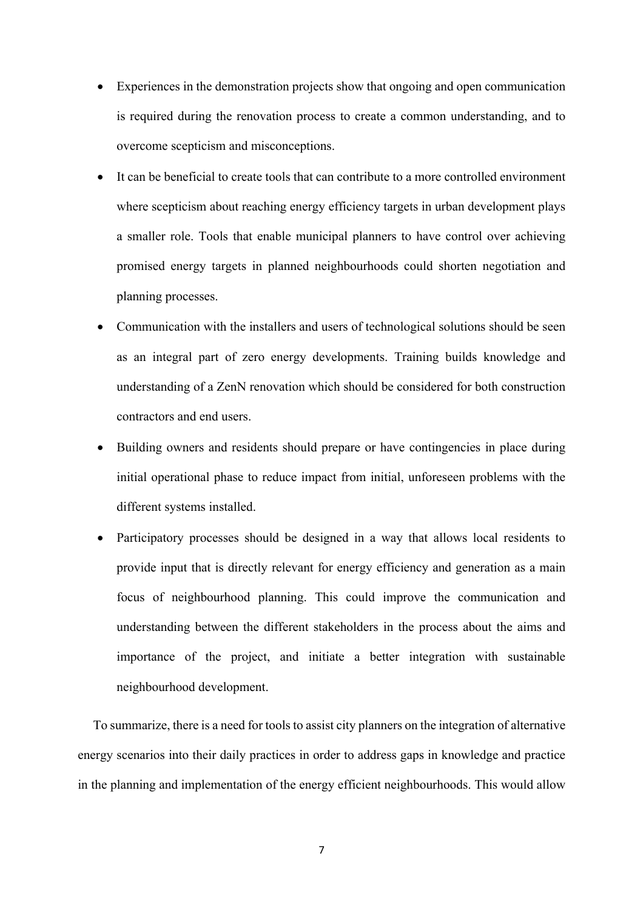- Experiences in the demonstration projects show that ongoing and open communication is required during the renovation process to create a common understanding, and to overcome scepticism and misconceptions.
- It can be beneficial to create tools that can contribute to a more controlled environment where scepticism about reaching energy efficiency targets in urban development plays a smaller role. Tools that enable municipal planners to have control over achieving promised energy targets in planned neighbourhoods could shorten negotiation and planning processes.
- Communication with the installers and users of technological solutions should be seen as an integral part of zero energy developments. Training builds knowledge and understanding of a ZenN renovation which should be considered for both construction contractors and end users.
- Building owners and residents should prepare or have contingencies in place during initial operational phase to reduce impact from initial, unforeseen problems with the different systems installed.
- Participatory processes should be designed in a way that allows local residents to provide input that is directly relevant for energy efficiency and generation as a main focus of neighbourhood planning. This could improve the communication and understanding between the different stakeholders in the process about the aims and importance of the project, and initiate a better integration with sustainable neighbourhood development.

To summarize, there is a need for tools to assist city planners on the integration of alternative energy scenarios into their daily practices in order to address gaps in knowledge and practice in the planning and implementation of the energy efficient neighbourhoods. This would allow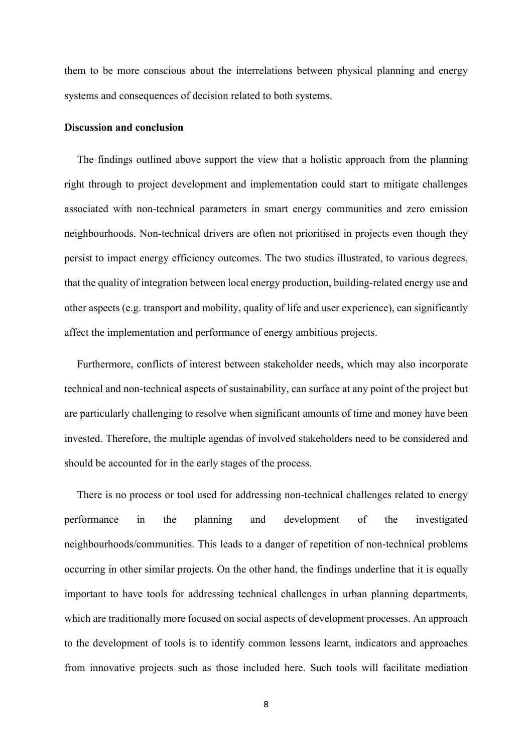them to be more conscious about the interrelations between physical planning and energy systems and consequences of decision related to both systems.

## Discussion and conclusion

The findings outlined above support the view that a holistic approach from the planning right through to project development and implementation could start to mitigate challenges associated with non-technical parameters in smart energy communities and zero emission neighbourhoods. Non-technical drivers are often not prioritised in projects even though they persist to impact energy efficiency outcomes. The two studies illustrated, to various degrees, that the quality of integration between local energy production, building-related energy use and other aspects (e.g. transport and mobility, quality of life and user experience), can significantly affect the implementation and performance of energy ambitious projects.

Furthermore, conflicts of interest between stakeholder needs, which may also incorporate technical and non-technical aspects of sustainability, can surface at any point of the project but are particularly challenging to resolve when significant amounts of time and money have been invested. Therefore, the multiple agendas of involved stakeholders need to be considered and should be accounted for in the early stages of the process.

There is no process or tool used for addressing non-technical challenges related to energy performance in the planning and development of the investigated neighbourhoods/communities. This leads to a danger of repetition of non-technical problems occurring in other similar projects. On the other hand, the findings underline that it is equally important to have tools for addressing technical challenges in urban planning departments, which are traditionally more focused on social aspects of development processes. An approach to the development of tools is to identify common lessons learnt, indicators and approaches from innovative projects such as those included here. Such tools will facilitate mediation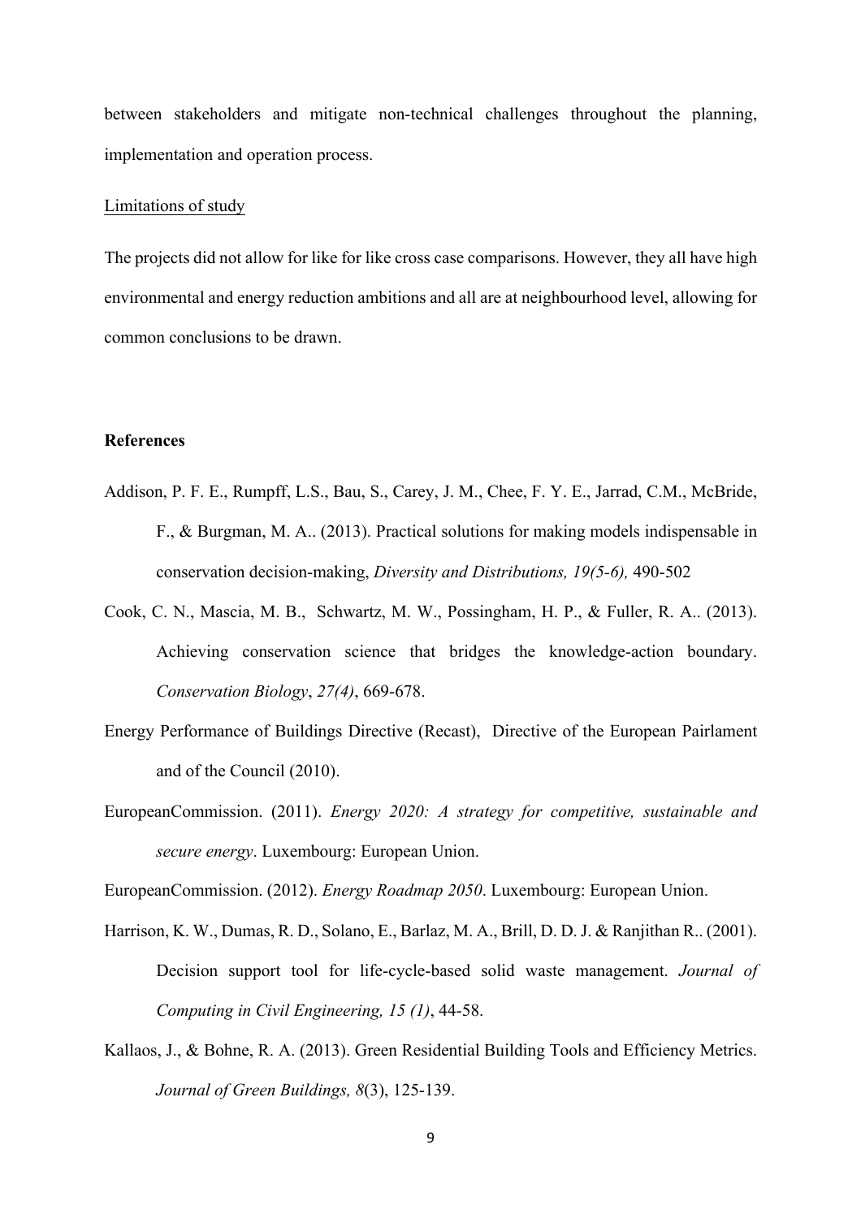between stakeholders and mitigate non-technical challenges throughout the planning, implementation and operation process.

Limitations of study

The projects did not allow for like for like cross case comparisons. However, they all have high environmental and energy reduction ambitions and all are at neighbourhood level, allowing for common conclusions to be drawn.

**References**

Addison, P. F. E., Rumpff, L.S., Bau, S., Carey, J. M., Chee, F. Y. E., Jarrad, C.M., McBride, F., & Burgman, M. A.. (2013). Practical solutions for making models indispensable in conservation decision-making, *Diversity and Distributions, 19(5-6),* 490-502

Cook, C. N., Mascia, M. B., Schwartz, M. W., Possingham, H. P., & Fuller, R. A.. (2013). Achieving conservation science that bridges the knowledge-action boundary. *Conservation Biology*, *27(4)*, 669-678.

Energy Performance of Buildings Directive (Recast), Directive of the European Pairlament and of the Council (2010).

EuropeanCommission. (2011). *Energy 2020: A strategy for competitive, sustainable and secure energy*. Luxembourg: European Union.

EuropeanCommission. (2012). *Energy Roadmap 2050*. Luxembourg: European Union.

Harrison, K. W., Dumas, R. D., Solano, E., Barlaz, M. A., Brill, D. D. J. & Ranjithan R.. (2001). Decision support tool for life-cycle-based solid waste management. *Journal of Computing in Civil Engineering, 15 (1)*, 44-58.

Kallaos, J., & Bohne, R. A. (2013). Green Residential Building Tools and Efficiency Metrics. *Journal of Green Buildings, 8*(3), 125-139.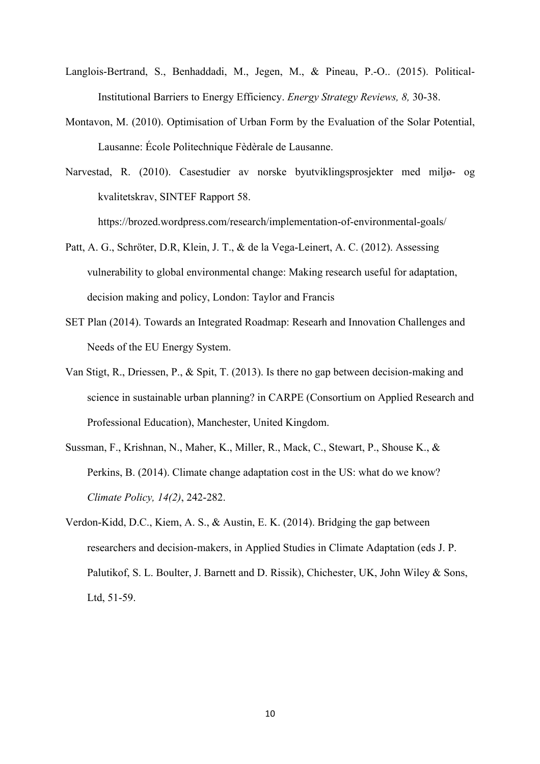Langlois-Bertrand, S., Benhaddadi, M., Jegen, M., & Pineau, P.-O.. (2015). Political-Institutional Barriers to Energy Efficiency. *Energy Strategy Reviews, 8,* 30-38.

Montavon, M. (2010). Optimisation of Urban Form by the Evaluation of the Solar Potential, Lausanne: École Politechnique Fèdèrale de Lausanne.

Narvestad, R. (2010). Casestudier av norske byutviklingsprosjekter med miljø- og kvalitetskrav, SINTEF Rapport 58. https://brozed.wordpress.com/research/implementation-of-environmental-goals/

Patt, A. G., Schröter, D.R, Klein, J. T., & de la Vega-Leinert, A. C. (2012). Assessing vulnerability to global environmental change: Making research useful for adaptation, decision making and policy, London: Taylor and Francis

SET Plan (2014). Towards an Integrated Roadmap: Researh and Innovation Challenges and Needs of the EU Energy System.

Van Stigt, R., Driessen, P., & Spit, T. (2013). Is there no gap between decision-making and science in sustainable urban planning? in CARPE (Consortium on Applied Research and Professional Education), Manchester, United Kingdom.

Sussman, F., Krishnan, N., Maher, K., Miller, R., Mack, C., Stewart, P., Shouse K., & Perkins, B. (2014). Climate change adaptation cost in the US: what do we know? *Climate Policy, 14(2)*, 242-282.

Verdon-Kidd, D.C., Kiem, A. S., & Austin, E. K. (2014). Bridging the gap between researchers and decision-makers, in Applied Studies in Climate Adaptation (eds J. P. Palutikof, S. L. Boulter, J. Barnett and D. Rissik), Chichester, UK, John Wiley & Sons, Ltd, 51-59.